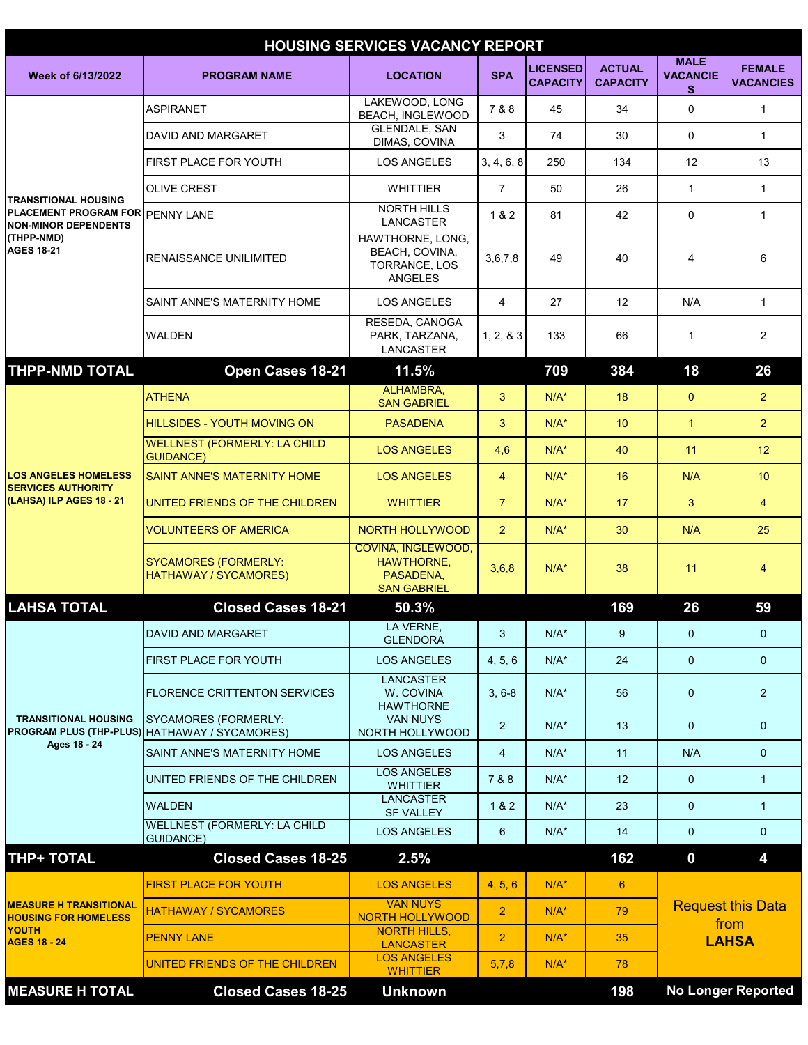# HOUSING SERVICES VACANCY REPORT

| Week of 6/13/2022 | PROGRAM NAME | LOCATION | SPA | LICENSED CAPACITY | ACTUAL CAPACITY | MALE VACANCIES | FEMALE VACANCIES |
|---|---|---|---|---|---|---|---|
| TRANSITIONAL HOUSING PLACEMENT PROGRAM FOR NON-MINOR DEPENDENTS (THPP-NMD) AGES 18-21 | ASPIRANET | LAKEWOOD, LONG BEACH, INGLEWOOD | 7 & 8 | 45 | 34 | 0 | 1 |
| | DAVID AND MARGARET | GLENDALE, SAN DIMAS, COVINA | 3 | 74 | 30 | 0 | 1 |
| | FIRST PLACE FOR YOUTH | LOS ANGELES | 3, 4, 6, 8 | 250 | 134 | 12 | 13 |
| | OLIVE CREST | WHITTIER | 7 | 50 | 26 | 1 | 1 |
| | PENNY LANE | NORTH HILLS LANCASTER | 1 & 2 | 81 | 42 | 0 | 1 |
| | RENAISSANCE UNILIMITED | HAWTHORNE, LONG, BEACH, COVINA, TORRANCE, LOS ANGELES | 3,6,7,8 | 49 | 40 | 4 | 6 |
| | SAINT ANNE'S MATERNITY HOME | LOS ANGELES | 4 | 27 | 12 | N/A | 1 |
| | WALDEN | RESEDA, CANOGA PARK, TARZANA, LANCASTER | 1, 2, & 3 | 133 | 66 | 1 | 2 |
| **THPP-NMD TOTAL** | **Open Cases 18-21** | **11.5%** | | **709** | **384** | **18** | **26** |
| LOS ANGELES HOMELESS SERVICES AUTHORITY (LAHSA) ILP AGES 18 - 21 | ATHENA | ALHAMBRA, SAN GABRIEL | 3 | N/A* | 18 | 0 | 2 |
| | HILLSIDES - YOUTH MOVING ON | PASADENA | 3 | N/A* | 10 | 1 | 2 |
| | WELLNEST (FORMERLY: LA CHILD GUIDANCE) | LOS ANGELES | 4,6 | N/A* | 40 | 11 | 12 |
| | SAINT ANNE'S MATERNITY HOME | LOS ANGELES | 4 | N/A* | 16 | N/A | 10 |
| | UNITED FRIENDS OF THE CHILDREN | WHITTIER | 7 | N/A* | 17 | 3 | 4 |
| | VOLUNTEERS OF AMERICA | NORTH HOLLYWOOD | 2 | N/A* | 30 | N/A | 25 |
| | SYCAMORES (FORMERLY: HATHAWAY / SYCAMORES) | COVINA, INGLEWOOD, HAWTHORNE, PASADENA, SAN GABRIEL | 3,6,8 | N/A* | 38 | 11 | 4 |
| **LAHSA TOTAL** | **Closed Cases 18-21** | **50.3%** | | | **169** | **26** | **59** |
| TRANSITIONAL HOUSING PROGRAM PLUS (THP-PLUS) Ages 18 - 24 | DAVID AND MARGARET | LA VERNE, GLENDORA | 3 | N/A* | 9 | 0 | 0 |
| | FIRST PLACE FOR YOUTH | LOS ANGELES | 4, 5, 6 | N/A* | 24 | 0 | 0 |
| | FLORENCE CRITTENTON SERVICES | LANCASTER W. COVINA HAWTHORNE | 3, 6-8 | N/A* | 56 | 0 | 2 |
| | SYCAMORES (FORMERLY: HATHAWAY / SYCAMORES) | VAN NUYS NORTH HOLLYWOOD | 2 | N/A* | 13 | 0 | 0 |
| | SAINT ANNE'S MATERNITY HOME | LOS ANGELES | 4 | N/A* | 11 | N/A | 0 |
| | UNITED FRIENDS OF THE CHILDREN | LOS ANGELES WHITTIER | 7 & 8 | N/A* | 12 | 0 | 1 |
| | WALDEN | LANCASTER SF VALLEY | 1 & 2 | N/A* | 23 | 0 | 1 |
| | WELLNEST (FORMERLY: LA CHILD GUIDANCE) | LOS ANGELES | 6 | N/A* | 14 | 0 | 0 |
| **THP+ TOTAL** | **Closed Cases 18-25** | **2.5%** | | | **162** | **0** | **4** |
| MEASURE H TRANSITIONAL HOUSING FOR HOMELESS YOUTH AGES 18 - 24 | FIRST PLACE FOR YOUTH | LOS ANGELES | 4, 5, 6 | N/A* | 6 | Request this Data from **LAHSA** | |
| | HATHAWAY / SYCAMORES | VAN NUYS NORTH HOLLYWOOD | 2 | N/A* | 79 | | |
| | PENNY LANE | NORTH HILLS, LANCASTER | 2 | N/A* | 35 | | |
| | UNITED FRIENDS OF THE CHILDREN | LOS ANGELES WHITTIER | 5,7,8 | N/A* | 78 | | |
| **MEASURE H TOTAL** | **Closed Cases 18-25** | **Unknown** | | | **198** | **No Longer Reported** | |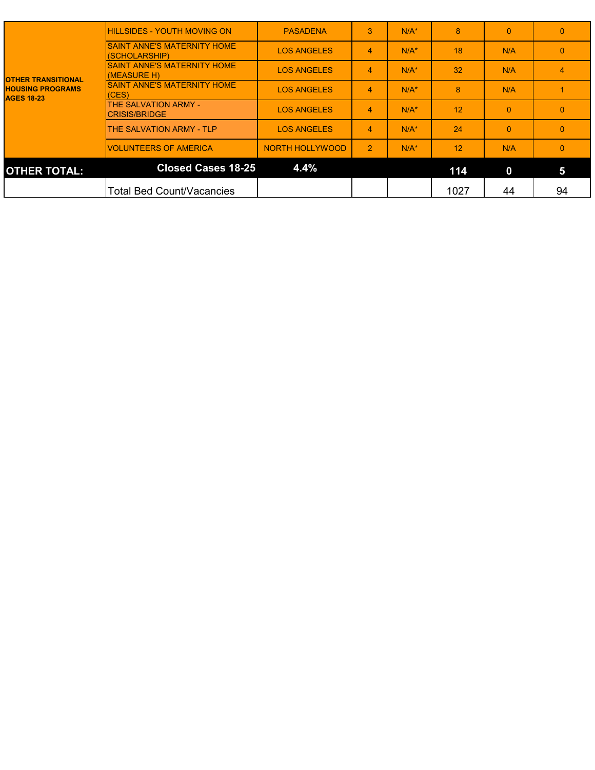| | | | | | | | |
|---|---|---|---|---|---|---|---|
| **OTHER TRANSITIONAL HOUSING PROGRAMS AGES 18-23** | HILLSIDES - YOUTH MOVING ON | PASADENA | 3 | N/A* | 8 | 0 | 0 |
| | SAINT ANNE'S MATERNITY HOME (SCHOLARSHIP) | LOS ANGELES | 4 | N/A* | 18 | N/A | 0 |
| | SAINT ANNE'S MATERNITY HOME (MEASURE H) | LOS ANGELES | 4 | N/A* | 32 | N/A | 4 |
| | SAINT ANNE'S MATERNITY HOME (CES) | LOS ANGELES | 4 | N/A* | 8 | N/A | 1 |
| | THE SALVATION ARMY - CRISIS/BRIDGE | LOS ANGELES | 4 | N/A* | 12 | 0 | 0 |
| | THE SALVATION ARMY - TLP | LOS ANGELES | 4 | N/A* | 24 | 0 | 0 |
| | VOLUNTEERS OF AMERICA | NORTH HOLLYWOOD | 2 | N/A* | 12 | N/A | 0 |
| **OTHER TOTAL:** | **Closed Cases 18-25** | **4.4%** | | | **114** | **0** | **5** |
| | Total Bed Count/Vacancies | | | | 1027 | 44 | 94 |